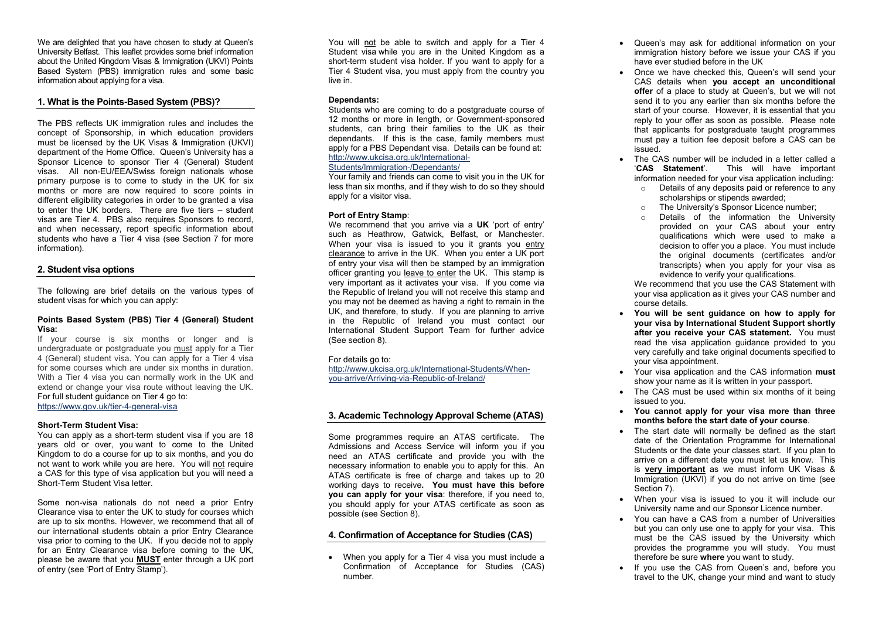We are delighted that you have chosen to study at Queen's University Belfast. This leaflet provides some brief information about the United Kingdom Visas & Immigration (UKVI) Points Based System (PBS) immigration rules and some basic information about applying for a visa.

## 1. What is the Points-Based System (PBS)?

The PBS reflects UK immigration rules and includes the concept of Sponsorship, in which education providers must be licensed by the UK Visas & Immigration (UKVI) department of the Home Office. Queen's University has a Sponsor Licence to sponsor Tier 4 (General) Student visas. All non-EU/EEA/Swiss foreign nationals whose primary purpose is to come to study in the UK for six months or more are now required to score points in different eligibility categories in order to be granted a visa to enter the UK borders. There are five tiers – student visas are Tier 4. PBS also requires Sponsors to record, and when necessary, report specific information about students who have a Tier 4 visa (see Section 7 for more information).

## 2. Student visa options

The following are brief details on the various types of student visas for which you can apply:

### Points Based System (PBS) Tier 4 (General) Student Visa:

If your course is six months or longer and is undergraduate or postgraduate you must apply for a Tier 4 (General) student visa. You can apply for a Tier 4 visa for some courses which are under six months in duration. With a Tier 4 visa you can normally work in the UK and extend or change your visa route without leaving the UK. For full student guidance on Tier 4 go to:
https://www.gov.uk/tier-4-general-visa

### Short-Term Student Visa:

You can apply as a short-term student visa if you are 18 years old or over, you want to come to the United Kingdom to do a course for up to six months, and you do not want to work while you are here. You will not require a CAS for this type of visa application but you will need a Short-Term Student Visa letter.

Some non-visa nationals do not need a prior Entry Clearance visa to enter the UK to study for courses which are up to six months. However, we recommend that all of our international students obtain a prior Entry Clearance visa prior to coming to the UK. If you decide not to apply for an Entry Clearance visa before coming to the UK, please be aware that you **MUST** enter through a UK port of entry (see 'Port of Entry Stamp').

You will not be able to switch and apply for a Tier 4 Student visa while you are in the United Kingdom as a short-term student visa holder. If you want to apply for a Tier 4 Student visa, you must apply from the country you live in.

### Dependants:

Students who are coming to do a postgraduate course of 12 months or more in length, or Government-sponsored students, can bring their families to the UK as their dependants. If this is the case, family members must apply for a PBS Dependant visa. Details can be found at:
http://www.ukcisa.org.uk/International-Students/Immigration-/Dependants/

Your family and friends can come to visit you in the UK for less than six months, and if they wish to do so they should apply for a visitor visa.

### Port of Entry Stamp:

We recommend that you arrive via a **UK** 'port of entry' such as Heathrow, Gatwick, Belfast, or Manchester. When your visa is issued to you it grants you entry clearance to arrive in the UK. When you enter a UK port of entry your visa will then be stamped by an immigration officer granting you leave to enter the UK. This stamp is very important as it activates your visa. If you come via the Republic of Ireland you will not receive this stamp and you may not be deemed as having a right to remain in the UK, and therefore, to study. If you are planning to arrive in the Republic of Ireland you must contact our International Student Support Team for further advice (See section 8).

For details go to:
http://www.ukcisa.org.uk/International-Students/When-you-arrive/Arriving-via-Republic-of-Ireland/

## 3. Academic Technology Approval Scheme (ATAS)

Some programmes require an ATAS certificate. The Admissions and Access Service will inform you if you need an ATAS certificate and provide you with the necessary information to enable you to apply for this. An ATAS certificate is free of charge and takes up to 20 working days to receive**. You must have this before you can apply for your visa**: therefore, if you need to, you should apply for your ATAS certificate as soon as possible (see Section 8).

## 4. Confirmation of Acceptance for Studies (CAS)

- When you apply for a Tier 4 visa you must include a Confirmation of Acceptance for Studies (CAS) number.
- Queen's may ask for additional information on your immigration history before we issue your CAS if you have ever studied before in the UK
- Once we have checked this, Queen's will send your CAS details when **you accept an unconditional offer** of a place to study at Queen's, but we will not send it to you any earlier than six months before the start of your course. However, it is essential that you reply to your offer as soon as possible. Please note that applicants for postgraduate taught programmes must pay a tuition fee deposit before a CAS can be issued.
- The CAS number will be included in a letter called a '**CAS Statement**'. This will have important information needed for your visa application including:
  - Details of any deposits paid or reference to any scholarships or stipends awarded;
  - The University's Sponsor Licence number;
  - Details of the information the University provided on your CAS about your entry qualifications which were used to make a decision to offer you a place. You must include the original documents (certificates and/or transcripts) when you apply for your visa as evidence to verify your qualifications.

  We recommend that you use the CAS Statement with your visa application as it gives your CAS number and course details.
- **You will be sent guidance on how to apply for your visa by International Student Support shortly after you receive your CAS statement.** You must read the visa application guidance provided to you very carefully and take original documents specified to your visa appointment.
- Your visa application and the CAS information **must** show your name as it is written in your passport.
- The CAS must be used within six months of it being issued to you.
- **You cannot apply for your visa more than three months before the start date of your course**.
- The start date will normally be defined as the start date of the Orientation Programme for International Students or the date your classes start. If you plan to arrive on a different date you must let us know. This is **very important** as we must inform UK Visas & Immigration (UKVI) if you do not arrive on time (see Section 7).
- When your visa is issued to you it will include our University name and our Sponsor Licence number.
- You can have a CAS from a number of Universities but you can only use one to apply for your visa. This must be the CAS issued by the University which provides the programme you will study. You must therefore be sure **where** you want to study.
- If you use the CAS from Queen's and, before you travel to the UK, change your mind and want to study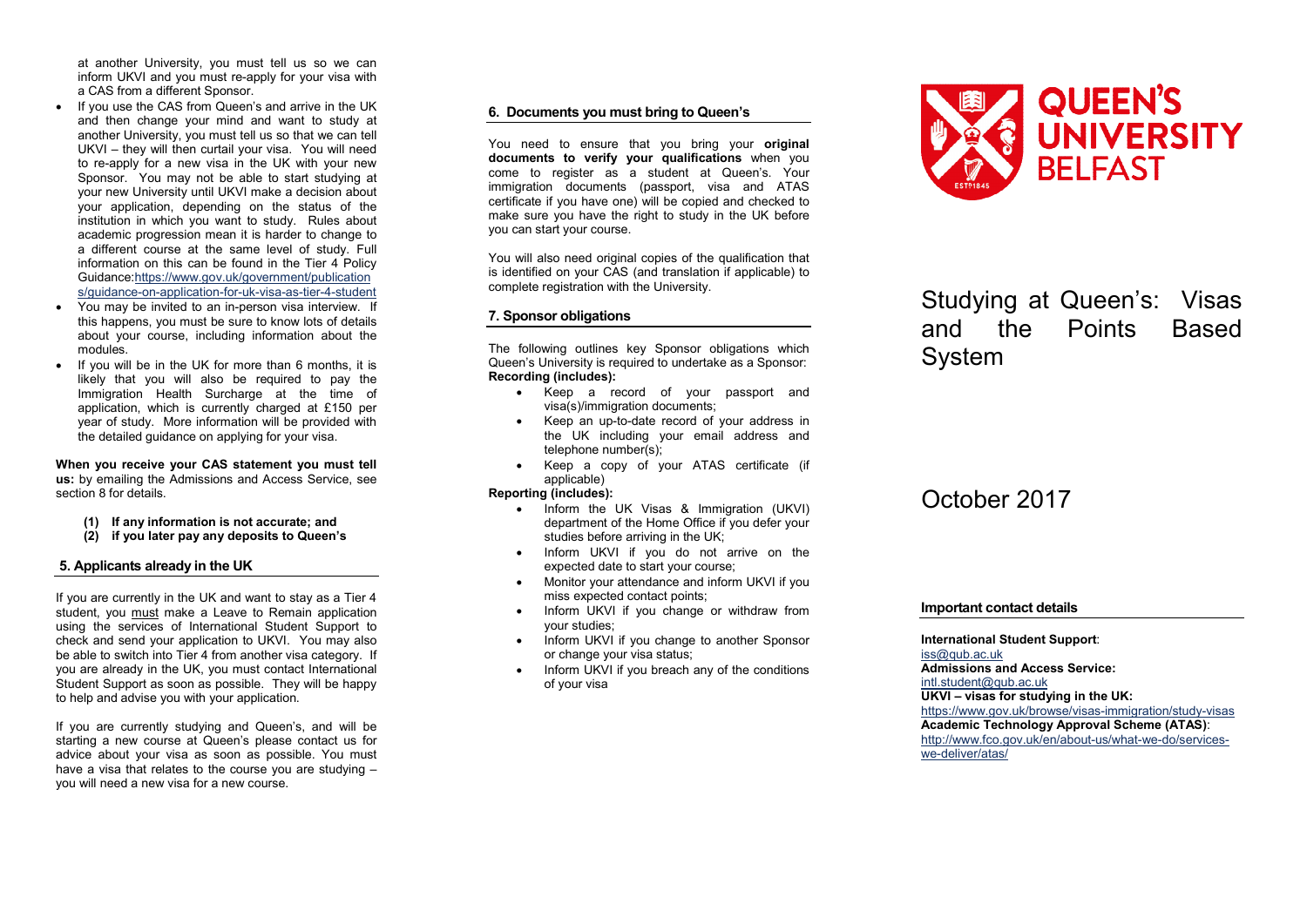at another University, you must tell us so we can inform UKVI and you must re-apply for your visa with a CAS from a different Sponsor.

- If you use the CAS from Queen's and arrive in the UK and then change your mind and want to study at another University, you must tell us so that we can tell UKVI – they will then curtail your visa. You will need to re-apply for a new visa in the UK with your new Sponsor. You may not be able to start studying at your new University until UKVI make a decision about your application, depending on the status of the institution in which you want to study. Rules about academic progression mean it is harder to change to a different course at the same level of study. Full information on this can be found in the Tier 4 Policy Guidance:https://www.gov.uk/government/publications/guidance-on-application-for-uk-visa-as-tier-4-student
- You may be invited to an in-person visa interview. If this happens, you must be sure to know lots of details about your course, including information about the modules.
- If you will be in the UK for more than 6 months, it is likely that you will also be required to pay the Immigration Health Surcharge at the time of application, which is currently charged at £150 per year of study. More information will be provided with the detailed guidance on applying for your visa.

**When you receive your CAS statement you must tell us:** by emailing the Admissions and Access Service, see section 8 for details.

1. **If any information is not accurate; and**
2. **if you later pay any deposits to Queen's**

## 5. Applicants already in the UK

If you are currently in the UK and want to stay as a Tier 4 student, you must make a Leave to Remain application using the services of International Student Support to check and send your application to UKVI. You may also be able to switch into Tier 4 from another visa category. If you are already in the UK, you must contact International Student Support as soon as possible. They will be happy to help and advise you with your application.

If you are currently studying and Queen's, and will be starting a new course at Queen's please contact us for advice about your visa as soon as possible. You must have a visa that relates to the course you are studying – you will need a new visa for a new course.

## 6. Documents you must bring to Queen's

You need to ensure that you bring your **original documents to verify your qualifications** when you come to register as a student at Queen's. Your immigration documents (passport, visa and ATAS certificate if you have one) will be copied and checked to make sure you have the right to study in the UK before you can start your course.

You will also need original copies of the qualification that is identified on your CAS (and translation if applicable) to complete registration with the University.

## 7. Sponsor obligations

The following outlines key Sponsor obligations which Queen's University is required to undertake as a Sponsor:

**Recording (includes):**

- Keep a record of your passport and visa(s)/immigration documents;
- Keep an up-to-date record of your address in the UK including your email address and telephone number(s);
- Keep a copy of your ATAS certificate (if applicable)

**Reporting (includes):**

- Inform the UK Visas & Immigration (UKVI) department of the Home Office if you defer your studies before arriving in the UK;
- Inform UKVI if you do not arrive on the expected date to start your course;
- Monitor your attendance and inform UKVI if you miss expected contact points;
- Inform UKVI if you change or withdraw from your studies;
- Inform UKVI if you change to another Sponsor or change your visa status;
- Inform UKVI if you breach any of the conditions of your visa

QUEEN'S UNIVERSITY BELFAST

# Studying at Queen's: Visas and the Points Based System

October 2017

### Important contact details

**International Student Support**:
iss@qub.ac.uk
**Admissions and Access Service:**
intl.student@qub.ac.uk
**UKVI – visas for studying in the UK:**
https://www.gov.uk/browse/visas-immigration/study-visas
**Academic Technology Approval Scheme (ATAS)**:
http://www.fco.gov.uk/en/about-us/what-we-do/services-we-deliver/atas/